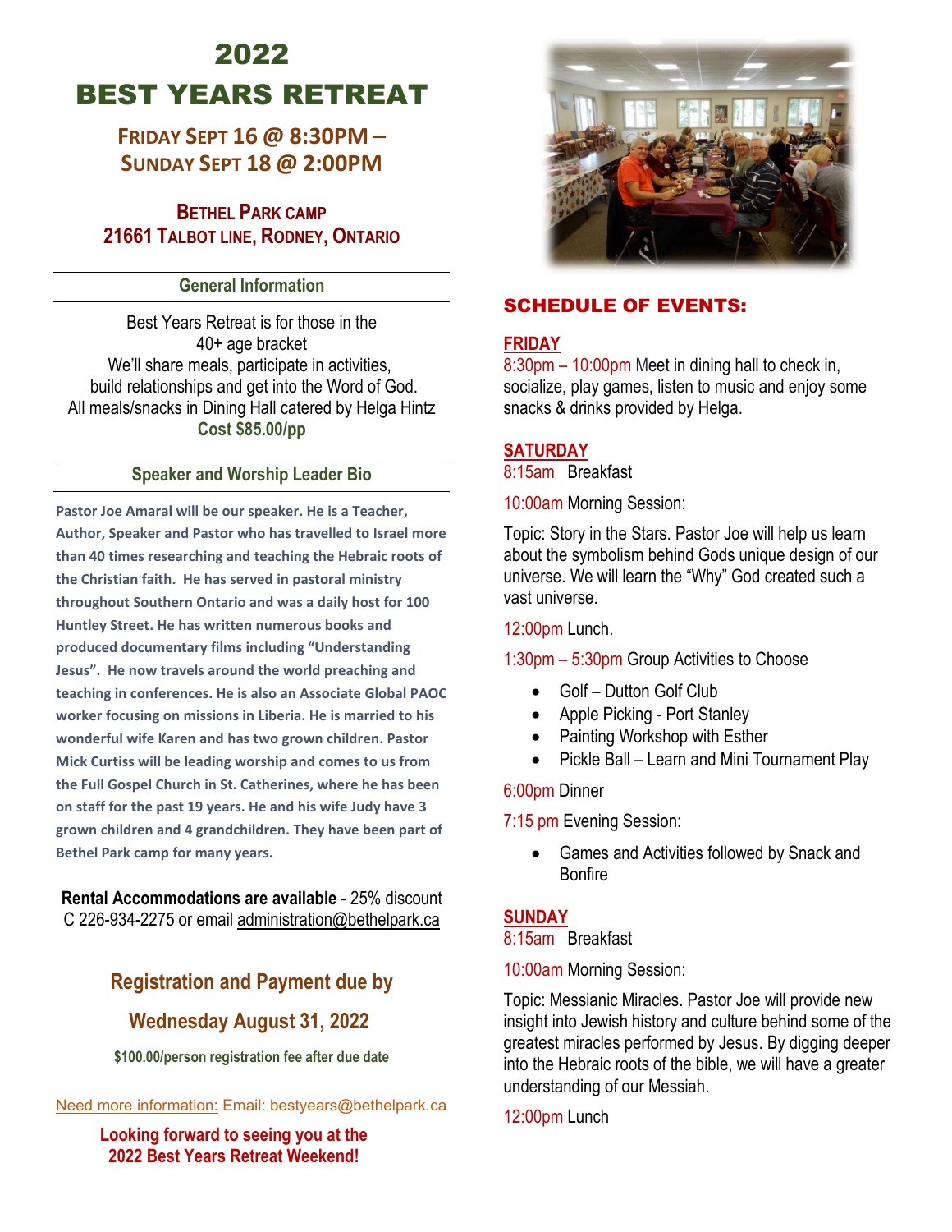# 2022 BEST YEARS RETREAT

## FRIDAY SEPT 16 @ 8:30PM – SUNDAY SEPT 18 @ 2:00PM

### BETHEL PARK CAMP
### 21661 TALBOT LINE, RODNEY, ONTARIO

### General Information

Best Years Retreat is for those in the 40+ age bracket
We'll share meals, participate in activities, build relationships and get into the Word of God.
All meals/snacks in Dining Hall catered by Helga Hintz
**Cost $85.00/pp**

### Speaker and Worship Leader Bio

**Pastor Joe Amaral will be our speaker. He is a Teacher, Author, Speaker and Pastor who has travelled to Israel more than 40 times researching and teaching the Hebraic roots of the Christian faith. He has served in pastoral ministry throughout Southern Ontario and was a daily host for 100 Huntley Street. He has written numerous books and produced documentary films including "Understanding Jesus". He now travels around the world preaching and teaching in conferences. He is also an Associate Global PAOC worker focusing on missions in Liberia. He is married to his wonderful wife Karen and has two grown children. Pastor Mick Curtiss will be leading worship and comes to us from the Full Gospel Church in St. Catherines, where he has been on staff for the past 19 years. He and his wife Judy have 3 grown children and 4 grandchildren. They have been part of Bethel Park camp for many years.**

**Rental Accommodations are available** - 25% discount
C 226-934-2275 or email administration@bethelpark.ca

### Registration and Payment due by

### Wednesday August 31, 2022

**$100.00/person registration fee after due date**

Need more information: Email: bestyears@bethelpark.ca

**Looking forward to seeing you at the 2022 Best Years Retreat Weekend!**

## SCHEDULE OF EVENTS:

### FRIDAY

8:30pm – 10:00pm Meet in dining hall to check in, socialize, play games, listen to music and enjoy some snacks & drinks provided by Helga.

### SATURDAY

8:15am Breakfast

10:00am Morning Session:

Topic: Story in the Stars. Pastor Joe will help us learn about the symbolism behind Gods unique design of our universe. We will learn the "Why" God created such a vast universe.

12:00pm Lunch.

1:30pm – 5:30pm Group Activities to Choose

- Golf – Dutton Golf Club
- Apple Picking - Port Stanley
- Painting Workshop with Esther
- Pickle Ball – Learn and Mini Tournament Play

6:00pm Dinner

7:15 pm Evening Session:

- Games and Activities followed by Snack and Bonfire

### SUNDAY

8:15am Breakfast

10:00am Morning Session:

Topic: Messianic Miracles. Pastor Joe will provide new insight into Jewish history and culture behind some of the greatest miracles performed by Jesus. By digging deeper into the Hebraic roots of the bible, we will have a greater understanding of our Messiah.

12:00pm Lunch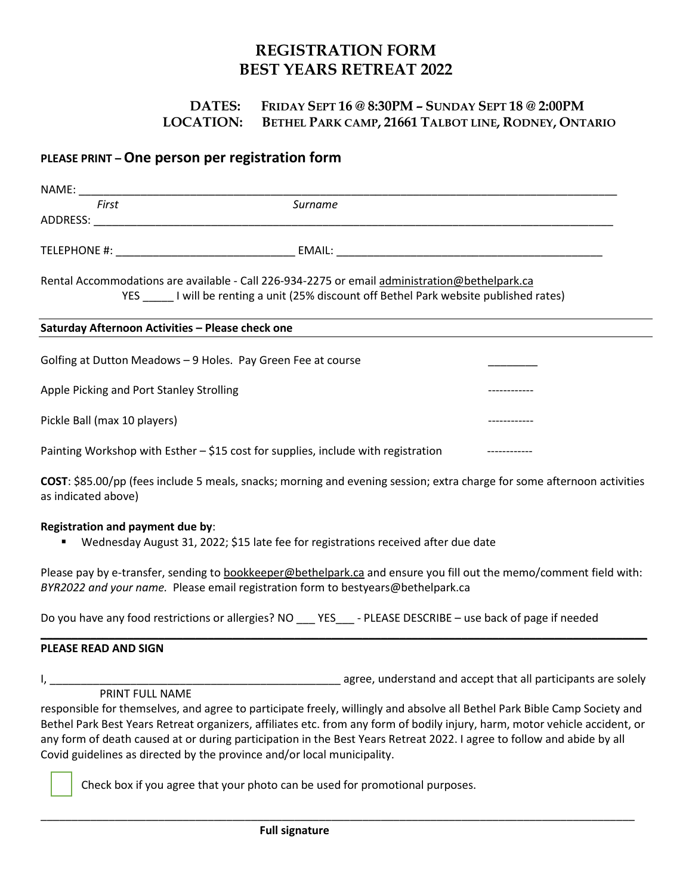# REGISTRATION FORM
# BEST YEARS RETREAT 2022

**DATES:** FRIDAY SEPT 16 @ 8:30PM – SUNDAY SEPT 18 @ 2:00PM
**LOCATION:** BETHEL PARK CAMP, 21661 TALBOT LINE, RODNEY, ONTARIO

## PLEASE PRINT – One person per registration form

NAME: ______________________________________________
*First* *Surname*

ADDRESS: ______________________________________________

TELEPHONE #: ____________________________ EMAIL: ________________________________________

Rental Accommodations are available - Call 226-934-2275 or email administration@bethelpark.ca
YES _____ I will be renting a unit (25% discount off Bethel Park website published rates)

**Saturday Afternoon Activities – Please check one**

| | |
|---|---|
| Golfing at Dutton Meadows – 9 Holes. Pay Green Fee at course | ________ |
| Apple Picking and Port Stanley Strolling | ------------ |
| Pickle Ball (max 10 players) | ------------ |
| Painting Workshop with Esther – $15 cost for supplies, include with registration | ------------ |

**COST**: $85.00/pp (fees include 5 meals, snacks; morning and evening session; extra charge for some afternoon activities as indicated above)

**Registration and payment due by**:

- Wednesday August 31, 2022; $15 late fee for registrations received after due date

Please pay by e-transfer, sending to bookkeeper@bethelpark.ca and ensure you fill out the memo/comment field with: *BYR2022 and your name.* Please email registration form to bestyears@bethelpark.ca

Do you have any food restrictions or allergies? NO ___ YES___ - PLEASE DESCRIBE – use back of page if needed

**PLEASE READ AND SIGN**

I, ______________________________________________ agree, understand and accept that all participants are solely
PRINT FULL NAME
responsible for themselves, and agree to participate freely, willingly and absolve all Bethel Park Bible Camp Society and Bethel Park Best Years Retreat organizers, affiliates etc. from any form of bodily injury, harm, motor vehicle accident, or any form of death caused at or during participation in the Best Years Retreat 2022. I agree to follow and abide by all Covid guidelines as directed by the province and/or local municipality.

☐ Check box if you agree that your photo can be used for promotional purposes.

______________________________________________
**Full signature**